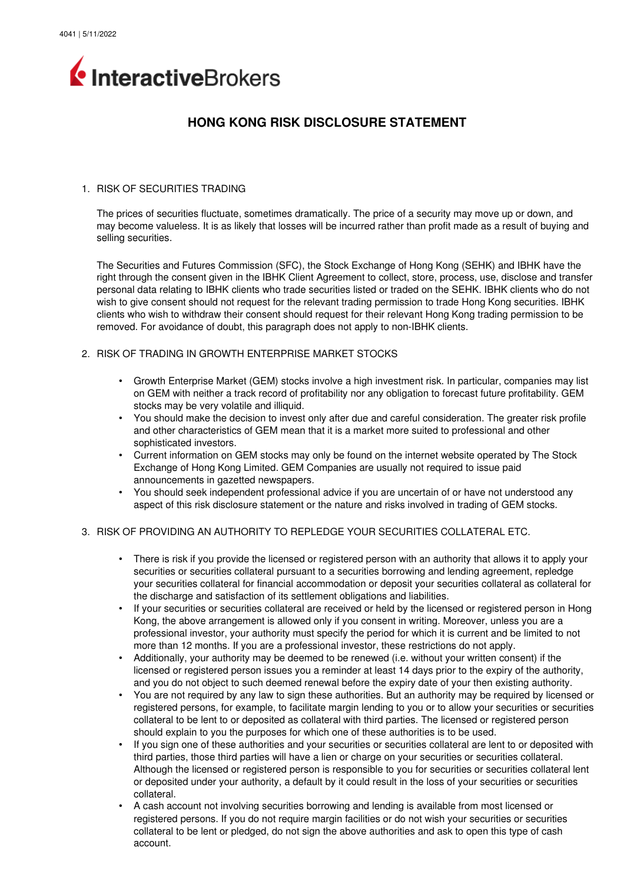# HONG KONG RISK DISCLOSURE STATEMENT

1. RISK OF SECURITIES TRADING

   The prices of securities fluctuate, sometimes dramatically. The price of a security may move up or down, and may become valueless. It is as likely that losses will be incurred rather than profit made as a result of buying and selling securities.

   The Securities and Futures Commission (SFC), the Stock Exchange of Hong Kong (SEHK) and IBHK have the right through the consent given in the IBHK Client Agreement to collect, store, process, use, disclose and transfer personal data relating to IBHK clients who trade securities listed or traded on the SEHK. IBHK clients who do not wish to give consent should not request for the relevant trading permission to trade Hong Kong securities. IBHK clients who wish to withdraw their consent should request for their relevant Hong Kong trading permission to be removed. For avoidance of doubt, this paragraph does not apply to non-IBHK clients.

2. RISK OF TRADING IN GROWTH ENTERPRISE MARKET STOCKS

   - Growth Enterprise Market (GEM) stocks involve a high investment risk. In particular, companies may list on GEM with neither a track record of profitability nor any obligation to forecast future profitability. GEM stocks may be very volatile and illiquid.
   - You should make the decision to invest only after due and careful consideration. The greater risk profile and other characteristics of GEM mean that it is a market more suited to professional and other sophisticated investors.
   - Current information on GEM stocks may only be found on the internet website operated by The Stock Exchange of Hong Kong Limited. GEM Companies are usually not required to issue paid announcements in gazetted newspapers.
   - You should seek independent professional advice if you are uncertain of or have not understood any aspect of this risk disclosure statement or the nature and risks involved in trading of GEM stocks.

3. RISK OF PROVIDING AN AUTHORITY TO REPLEDGE YOUR SECURITIES COLLATERAL ETC.

   - There is risk if you provide the licensed or registered person with an authority that allows it to apply your securities or securities collateral pursuant to a securities borrowing and lending agreement, repledge your securities collateral for financial accommodation or deposit your securities collateral as collateral for the discharge and satisfaction of its settlement obligations and liabilities.
   - If your securities or securities collateral are received or held by the licensed or registered person in Hong Kong, the above arrangement is allowed only if you consent in writing. Moreover, unless you are a professional investor, your authority must specify the period for which it is current and be limited to not more than 12 months. If you are a professional investor, these restrictions do not apply.
   - Additionally, your authority may be deemed to be renewed (i.e. without your written consent) if the licensed or registered person issues you a reminder at least 14 days prior to the expiry of the authority, and you do not object to such deemed renewal before the expiry date of your then existing authority.
   - You are not required by any law to sign these authorities. But an authority may be required by licensed or registered persons, for example, to facilitate margin lending to you or to allow your securities or securities collateral to be lent to or deposited as collateral with third parties. The licensed or registered person should explain to you the purposes for which one of these authorities is to be used.
   - If you sign one of these authorities and your securities or securities collateral are lent to or deposited with third parties, those third parties will have a lien or charge on your securities or securities collateral. Although the licensed or registered person is responsible to you for securities or securities collateral lent or deposited under your authority, a default by it could result in the loss of your securities or securities collateral.
   - A cash account not involving securities borrowing and lending is available from most licensed or registered persons. If you do not require margin facilities or do not wish your securities or securities collateral to be lent or pledged, do not sign the above authorities and ask to open this type of cash account.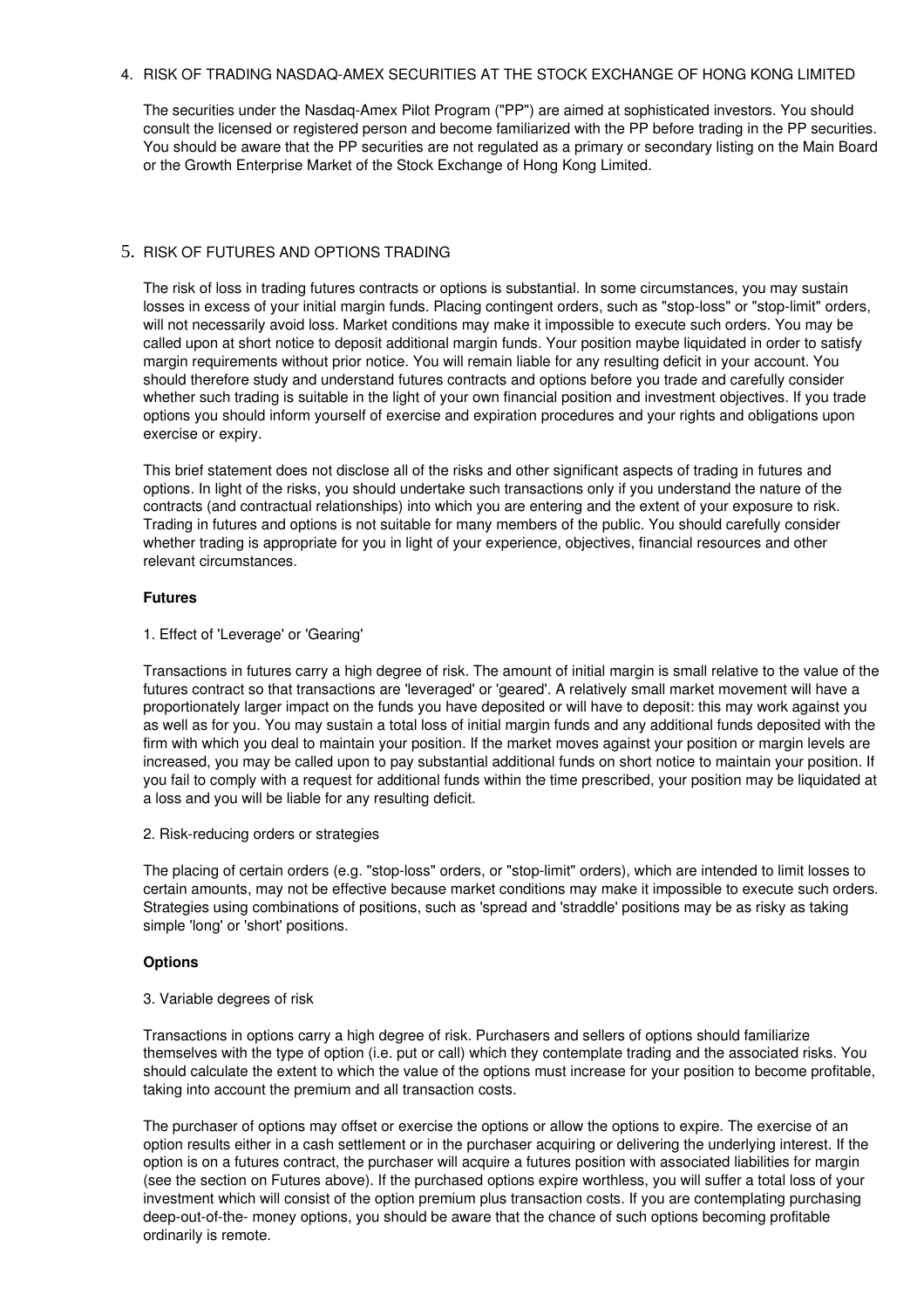## 4. RISK OF TRADING NASDAQ-AMEX SECURITIES AT THE STOCK EXCHANGE OF HONG KONG LIMITED

The securities under the Nasdaq-Amex Pilot Program ("PP") are aimed at sophisticated investors. You should consult the licensed or registered person and become familiarized with the PP before trading in the PP securities. You should be aware that the PP securities are not regulated as a primary or secondary listing on the Main Board or the Growth Enterprise Market of the Stock Exchange of Hong Kong Limited.

## 5. RISK OF FUTURES AND OPTIONS TRADING

The risk of loss in trading futures contracts or options is substantial. In some circumstances, you may sustain losses in excess of your initial margin funds. Placing contingent orders, such as "stop-loss" or "stop-limit" orders, will not necessarily avoid loss. Market conditions may make it impossible to execute such orders. You may be called upon at short notice to deposit additional margin funds. Your position maybe liquidated in order to satisfy margin requirements without prior notice. You will remain liable for any resulting deficit in your account. You should therefore study and understand futures contracts and options before you trade and carefully consider whether such trading is suitable in the light of your own financial position and investment objectives. If you trade options you should inform yourself of exercise and expiration procedures and your rights and obligations upon exercise or expiry.

This brief statement does not disclose all of the risks and other significant aspects of trading in futures and options. In light of the risks, you should undertake such transactions only if you understand the nature of the contracts (and contractual relationships) into which you are entering and the extent of your exposure to risk. Trading in futures and options is not suitable for many members of the public. You should carefully consider whether trading is appropriate for you in light of your experience, objectives, financial resources and other relevant circumstances.

**Futures**

1. Effect of 'Leverage' or 'Gearing'

Transactions in futures carry a high degree of risk. The amount of initial margin is small relative to the value of the futures contract so that transactions are 'leveraged' or 'geared'. A relatively small market movement will have a proportionately larger impact on the funds you have deposited or will have to deposit: this may work against you as well as for you. You may sustain a total loss of initial margin funds and any additional funds deposited with the firm with which you deal to maintain your position. If the market moves against your position or margin levels are increased, you may be called upon to pay substantial additional funds on short notice to maintain your position. If you fail to comply with a request for additional funds within the time prescribed, your position may be liquidated at a loss and you will be liable for any resulting deficit.

2. Risk-reducing orders or strategies

The placing of certain orders (e.g. "stop-loss" orders, or "stop-limit" orders), which are intended to limit losses to certain amounts, may not be effective because market conditions may make it impossible to execute such orders. Strategies using combinations of positions, such as 'spread and 'straddle' positions may be as risky as taking simple 'long' or 'short' positions.

**Options**

3. Variable degrees of risk

Transactions in options carry a high degree of risk. Purchasers and sellers of options should familiarize themselves with the type of option (i.e. put or call) which they contemplate trading and the associated risks. You should calculate the extent to which the value of the options must increase for your position to become profitable, taking into account the premium and all transaction costs.

The purchaser of options may offset or exercise the options or allow the options to expire. The exercise of an option results either in a cash settlement or in the purchaser acquiring or delivering the underlying interest. If the option is on a futures contract, the purchaser will acquire a futures position with associated liabilities for margin (see the section on Futures above). If the purchased options expire worthless, you will suffer a total loss of your investment which will consist of the option premium plus transaction costs. If you are contemplating purchasing deep-out-of-the- money options, you should be aware that the chance of such options becoming profitable ordinarily is remote.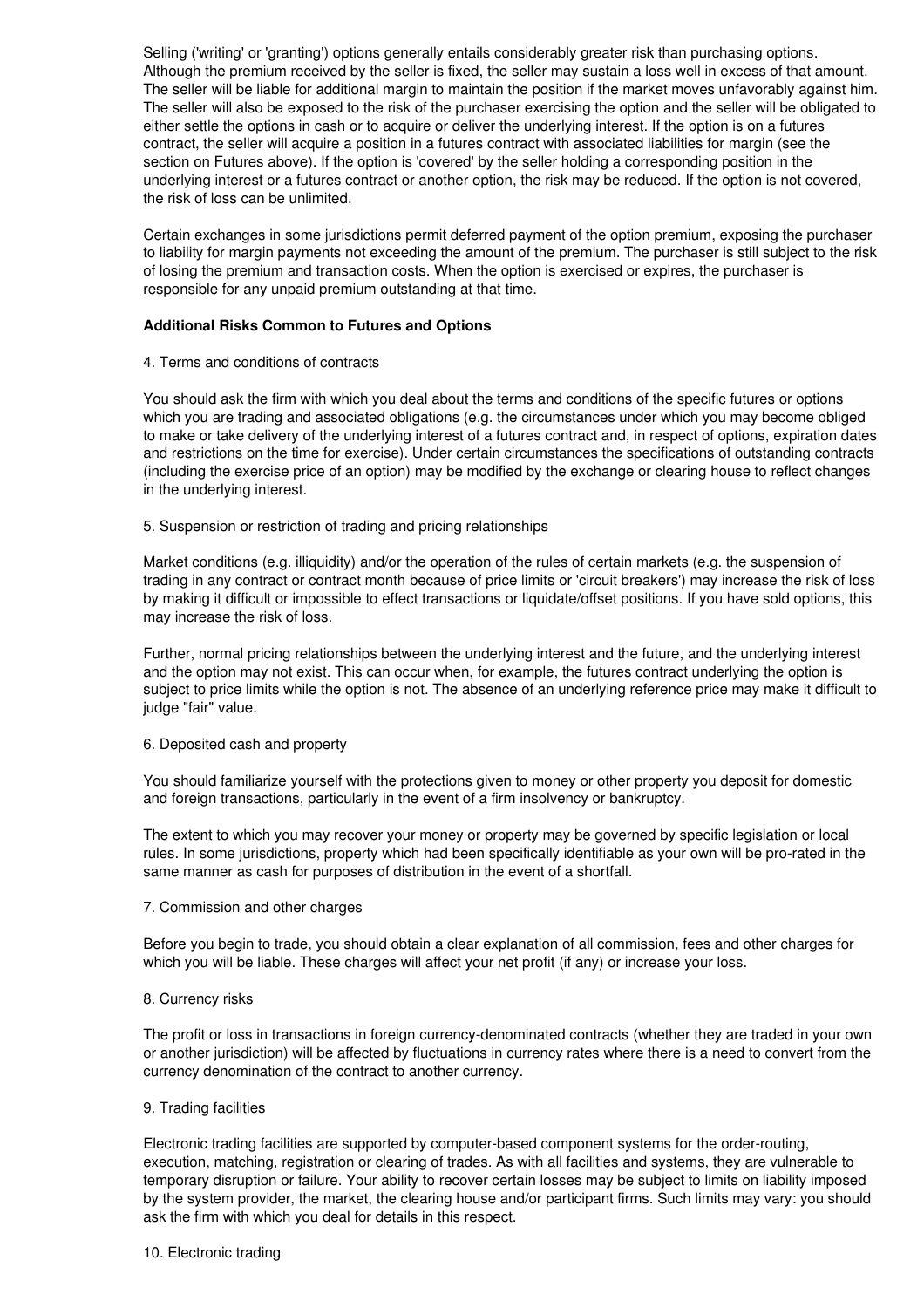Selling ('writing' or 'granting') options generally entails considerably greater risk than purchasing options. Although the premium received by the seller is fixed, the seller may sustain a loss well in excess of that amount. The seller will be liable for additional margin to maintain the position if the market moves unfavorably against him. The seller will also be exposed to the risk of the purchaser exercising the option and the seller will be obligated to either settle the options in cash or to acquire or deliver the underlying interest. If the option is on a futures contract, the seller will acquire a position in a futures contract with associated liabilities for margin (see the section on Futures above). If the option is 'covered' by the seller holding a corresponding position in the underlying interest or a futures contract or another option, the risk may be reduced. If the option is not covered, the risk of loss can be unlimited.

Certain exchanges in some jurisdictions permit deferred payment of the option premium, exposing the purchaser to liability for margin payments not exceeding the amount of the premium. The purchaser is still subject to the risk of losing the premium and transaction costs. When the option is exercised or expires, the purchaser is responsible for any unpaid premium outstanding at that time.

**Additional Risks Common to Futures and Options**

4. Terms and conditions of contracts

You should ask the firm with which you deal about the terms and conditions of the specific futures or options which you are trading and associated obligations (e.g. the circumstances under which you may become obliged to make or take delivery of the underlying interest of a futures contract and, in respect of options, expiration dates and restrictions on the time for exercise). Under certain circumstances the specifications of outstanding contracts (including the exercise price of an option) may be modified by the exchange or clearing house to reflect changes in the underlying interest.

5. Suspension or restriction of trading and pricing relationships

Market conditions (e.g. illiquidity) and/or the operation of the rules of certain markets (e.g. the suspension of trading in any contract or contract month because of price limits or 'circuit breakers') may increase the risk of loss by making it difficult or impossible to effect transactions or liquidate/offset positions. If you have sold options, this may increase the risk of loss.

Further, normal pricing relationships between the underlying interest and the future, and the underlying interest and the option may not exist. This can occur when, for example, the futures contract underlying the option is subject to price limits while the option is not. The absence of an underlying reference price may make it difficult to judge "fair" value.

6. Deposited cash and property

You should familiarize yourself with the protections given to money or other property you deposit for domestic and foreign transactions, particularly in the event of a firm insolvency or bankruptcy.

The extent to which you may recover your money or property may be governed by specific legislation or local rules. In some jurisdictions, property which had been specifically identifiable as your own will be pro-rated in the same manner as cash for purposes of distribution in the event of a shortfall.

7. Commission and other charges

Before you begin to trade, you should obtain a clear explanation of all commission, fees and other charges for which you will be liable. These charges will affect your net profit (if any) or increase your loss.

8. Currency risks

The profit or loss in transactions in foreign currency-denominated contracts (whether they are traded in your own or another jurisdiction) will be affected by fluctuations in currency rates where there is a need to convert from the currency denomination of the contract to another currency.

9. Trading facilities

Electronic trading facilities are supported by computer-based component systems for the order-routing, execution, matching, registration or clearing of trades. As with all facilities and systems, they are vulnerable to temporary disruption or failure. Your ability to recover certain losses may be subject to limits on liability imposed by the system provider, the market, the clearing house and/or participant firms. Such limits may vary: you should ask the firm with which you deal for details in this respect.

10. Electronic trading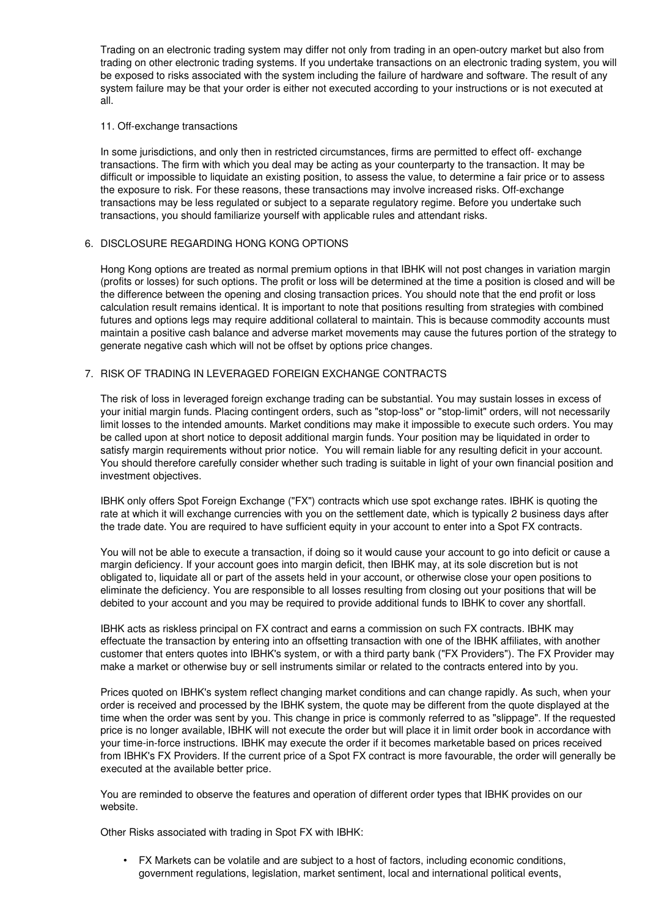Trading on an electronic trading system may differ not only from trading in an open-outcry market but also from trading on other electronic trading systems. If you undertake transactions on an electronic trading system, you will be exposed to risks associated with the system including the failure of hardware and software. The result of any system failure may be that your order is either not executed according to your instructions or is not executed at all.

11. Off-exchange transactions

In some jurisdictions, and only then in restricted circumstances, firms are permitted to effect off- exchange transactions. The firm with which you deal may be acting as your counterparty to the transaction. It may be difficult or impossible to liquidate an existing position, to assess the value, to determine a fair price or to assess the exposure to risk. For these reasons, these transactions may involve increased risks. Off-exchange transactions may be less regulated or subject to a separate regulatory regime. Before you undertake such transactions, you should familiarize yourself with applicable rules and attendant risks.

## 6. DISCLOSURE REGARDING HONG KONG OPTIONS

Hong Kong options are treated as normal premium options in that IBHK will not post changes in variation margin (profits or losses) for such options. The profit or loss will be determined at the time a position is closed and will be the difference between the opening and closing transaction prices. You should note that the end profit or loss calculation result remains identical. It is important to note that positions resulting from strategies with combined futures and options legs may require additional collateral to maintain. This is because commodity accounts must maintain a positive cash balance and adverse market movements may cause the futures portion of the strategy to generate negative cash which will not be offset by options price changes.

## 7. RISK OF TRADING IN LEVERAGED FOREIGN EXCHANGE CONTRACTS

The risk of loss in leveraged foreign exchange trading can be substantial. You may sustain losses in excess of your initial margin funds. Placing contingent orders, such as "stop-loss" or "stop-limit" orders, will not necessarily limit losses to the intended amounts. Market conditions may make it impossible to execute such orders. You may be called upon at short notice to deposit additional margin funds. Your position may be liquidated in order to satisfy margin requirements without prior notice. You will remain liable for any resulting deficit in your account. You should therefore carefully consider whether such trading is suitable in light of your own financial position and investment objectives.

IBHK only offers Spot Foreign Exchange ("FX") contracts which use spot exchange rates. IBHK is quoting the rate at which it will exchange currencies with you on the settlement date, which is typically 2 business days after the trade date. You are required to have sufficient equity in your account to enter into a Spot FX contracts.

You will not be able to execute a transaction, if doing so it would cause your account to go into deficit or cause a margin deficiency. If your account goes into margin deficit, then IBHK may, at its sole discretion but is not obligated to, liquidate all or part of the assets held in your account, or otherwise close your open positions to eliminate the deficiency. You are responsible to all losses resulting from closing out your positions that will be debited to your account and you may be required to provide additional funds to IBHK to cover any shortfall.

IBHK acts as riskless principal on FX contract and earns a commission on such FX contracts. IBHK may effectuate the transaction by entering into an offsetting transaction with one of the IBHK affiliates, with another customer that enters quotes into IBHK's system, or with a third party bank ("FX Providers"). The FX Provider may make a market or otherwise buy or sell instruments similar or related to the contracts entered into by you.

Prices quoted on IBHK's system reflect changing market conditions and can change rapidly. As such, when your order is received and processed by the IBHK system, the quote may be different from the quote displayed at the time when the order was sent by you. This change in price is commonly referred to as "slippage". If the requested price is no longer available, IBHK will not execute the order but will place it in limit order book in accordance with your time-in-force instructions. IBHK may execute the order if it becomes marketable based on prices received from IBHK's FX Providers. If the current price of a Spot FX contract is more favourable, the order will generally be executed at the available better price.

You are reminded to observe the features and operation of different order types that IBHK provides on our website.

Other Risks associated with trading in Spot FX with IBHK:

- FX Markets can be volatile and are subject to a host of factors, including economic conditions, government regulations, legislation, market sentiment, local and international political events,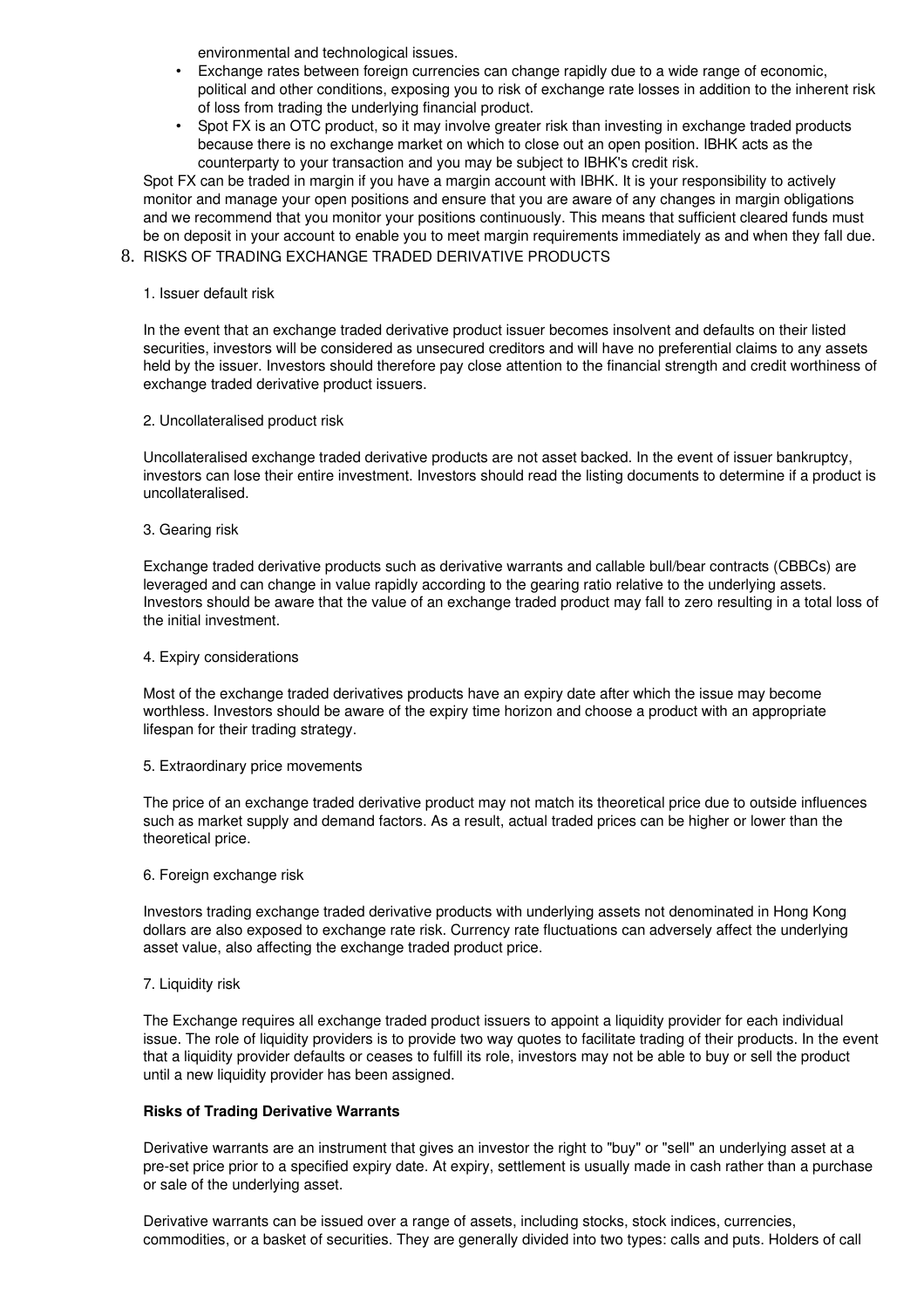environmental and technological issues.

- Exchange rates between foreign currencies can change rapidly due to a wide range of economic, political and other conditions, exposing you to risk of exchange rate losses in addition to the inherent risk of loss from trading the underlying financial product.
- Spot FX is an OTC product, so it may involve greater risk than investing in exchange traded products because there is no exchange market on which to close out an open position. IBHK acts as the counterparty to your transaction and you may be subject to IBHK's credit risk.

Spot FX can be traded in margin if you have a margin account with IBHK. It is your responsibility to actively monitor and manage your open positions and ensure that you are aware of any changes in margin obligations and we recommend that you monitor your positions continuously. This means that sufficient cleared funds must be on deposit in your account to enable you to meet margin requirements immediately as and when they fall due.

8. RISKS OF TRADING EXCHANGE TRADED DERIVATIVE PRODUCTS

1. Issuer default risk

In the event that an exchange traded derivative product issuer becomes insolvent and defaults on their listed securities, investors will be considered as unsecured creditors and will have no preferential claims to any assets held by the issuer. Investors should therefore pay close attention to the financial strength and credit worthiness of exchange traded derivative product issuers.

2. Uncollateralised product risk

Uncollateralised exchange traded derivative products are not asset backed. In the event of issuer bankruptcy, investors can lose their entire investment. Investors should read the listing documents to determine if a product is uncollateralised.

3. Gearing risk

Exchange traded derivative products such as derivative warrants and callable bull/bear contracts (CBBCs) are leveraged and can change in value rapidly according to the gearing ratio relative to the underlying assets. Investors should be aware that the value of an exchange traded product may fall to zero resulting in a total loss of the initial investment.

4. Expiry considerations

Most of the exchange traded derivatives products have an expiry date after which the issue may become worthless. Investors should be aware of the expiry time horizon and choose a product with an appropriate lifespan for their trading strategy.

5. Extraordinary price movements

The price of an exchange traded derivative product may not match its theoretical price due to outside influences such as market supply and demand factors. As a result, actual traded prices can be higher or lower than the theoretical price.

6. Foreign exchange risk

Investors trading exchange traded derivative products with underlying assets not denominated in Hong Kong dollars are also exposed to exchange rate risk. Currency rate fluctuations can adversely affect the underlying asset value, also affecting the exchange traded product price.

7. Liquidity risk

The Exchange requires all exchange traded product issuers to appoint a liquidity provider for each individual issue. The role of liquidity providers is to provide two way quotes to facilitate trading of their products. In the event that a liquidity provider defaults or ceases to fulfill its role, investors may not be able to buy or sell the product until a new liquidity provider has been assigned.

**Risks of Trading Derivative Warrants**

Derivative warrants are an instrument that gives an investor the right to "buy" or "sell" an underlying asset at a pre-set price prior to a specified expiry date. At expiry, settlement is usually made in cash rather than a purchase or sale of the underlying asset.

Derivative warrants can be issued over a range of assets, including stocks, stock indices, currencies, commodities, or a basket of securities. They are generally divided into two types: calls and puts. Holders of call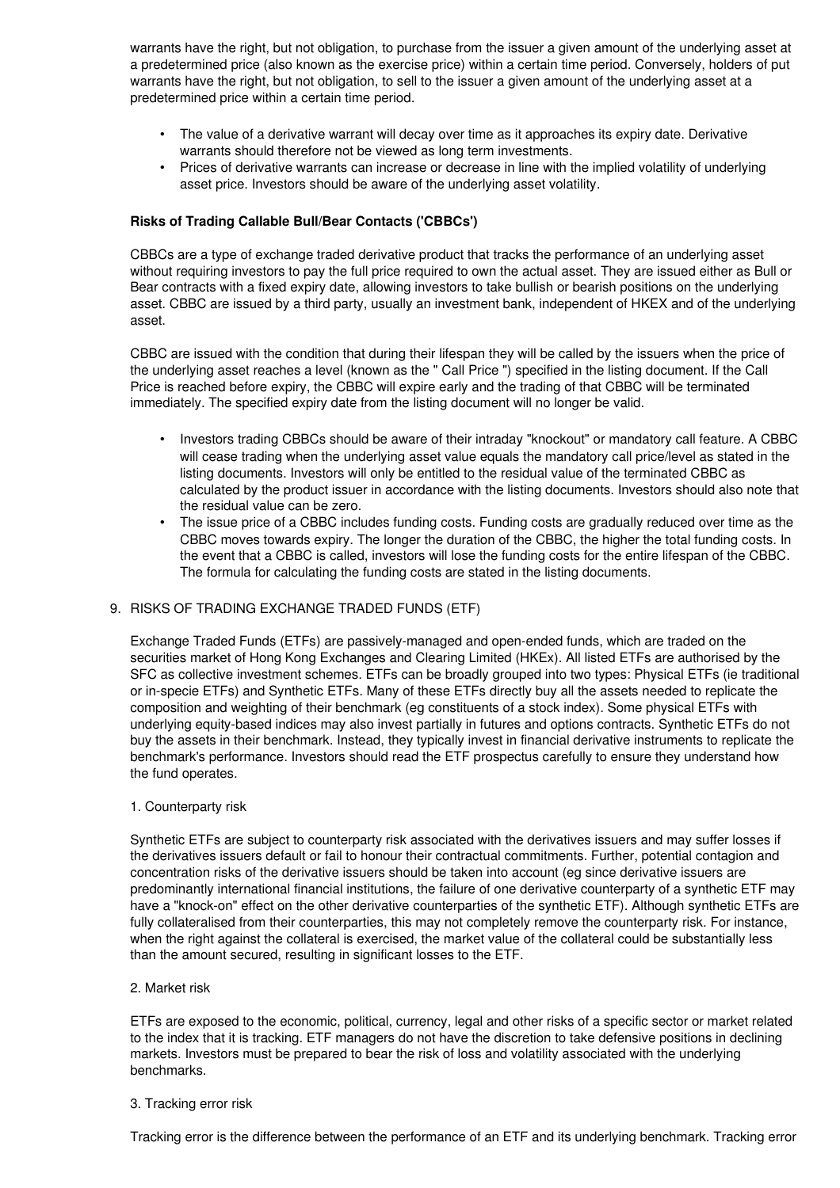warrants have the right, but not obligation, to purchase from the issuer a given amount of the underlying asset at a predetermined price (also known as the exercise price) within a certain time period. Conversely, holders of put warrants have the right, but not obligation, to sell to the issuer a given amount of the underlying asset at a predetermined price within a certain time period.

- The value of a derivative warrant will decay over time as it approaches its expiry date. Derivative warrants should therefore not be viewed as long term investments.
- Prices of derivative warrants can increase or decrease in line with the implied volatility of underlying asset price. Investors should be aware of the underlying asset volatility.

**Risks of Trading Callable Bull/Bear Contacts ('CBBCs')**

CBBCs are a type of exchange traded derivative product that tracks the performance of an underlying asset without requiring investors to pay the full price required to own the actual asset. They are issued either as Bull or Bear contracts with a fixed expiry date, allowing investors to take bullish or bearish positions on the underlying asset. CBBC are issued by a third party, usually an investment bank, independent of HKEX and of the underlying asset.

CBBC are issued with the condition that during their lifespan they will be called by the issuers when the price of the underlying asset reaches a level (known as the " Call Price ") specified in the listing document. If the Call Price is reached before expiry, the CBBC will expire early and the trading of that CBBC will be terminated immediately. The specified expiry date from the listing document will no longer be valid.

- Investors trading CBBCs should be aware of their intraday "knockout" or mandatory call feature. A CBBC will cease trading when the underlying asset value equals the mandatory call price/level as stated in the listing documents. Investors will only be entitled to the residual value of the terminated CBBC as calculated by the product issuer in accordance with the listing documents. Investors should also note that the residual value can be zero.
- The issue price of a CBBC includes funding costs. Funding costs are gradually reduced over time as the CBBC moves towards expiry. The longer the duration of the CBBC, the higher the total funding costs. In the event that a CBBC is called, investors will lose the funding costs for the entire lifespan of the CBBC. The formula for calculating the funding costs are stated in the listing documents.

9. RISKS OF TRADING EXCHANGE TRADED FUNDS (ETF)

Exchange Traded Funds (ETFs) are passively-managed and open-ended funds, which are traded on the securities market of Hong Kong Exchanges and Clearing Limited (HKEx). All listed ETFs are authorised by the SFC as collective investment schemes. ETFs can be broadly grouped into two types: Physical ETFs (ie traditional or in-specie ETFs) and Synthetic ETFs. Many of these ETFs directly buy all the assets needed to replicate the composition and weighting of their benchmark (eg constituents of a stock index). Some physical ETFs with underlying equity-based indices may also invest partially in futures and options contracts. Synthetic ETFs do not buy the assets in their benchmark. Instead, they typically invest in financial derivative instruments to replicate the benchmark's performance. Investors should read the ETF prospectus carefully to ensure they understand how the fund operates.

1. Counterparty risk

Synthetic ETFs are subject to counterparty risk associated with the derivatives issuers and may suffer losses if the derivatives issuers default or fail to honour their contractual commitments. Further, potential contagion and concentration risks of the derivative issuers should be taken into account (eg since derivative issuers are predominantly international financial institutions, the failure of one derivative counterparty of a synthetic ETF may have a "knock-on" effect on the other derivative counterparties of the synthetic ETF). Although synthetic ETFs are fully collateralised from their counterparties, this may not completely remove the counterparty risk. For instance, when the right against the collateral is exercised, the market value of the collateral could be substantially less than the amount secured, resulting in significant losses to the ETF.

2. Market risk

ETFs are exposed to the economic, political, currency, legal and other risks of a specific sector or market related to the index that it is tracking. ETF managers do not have the discretion to take defensive positions in declining markets. Investors must be prepared to bear the risk of loss and volatility associated with the underlying benchmarks.

3. Tracking error risk

Tracking error is the difference between the performance of an ETF and its underlying benchmark. Tracking error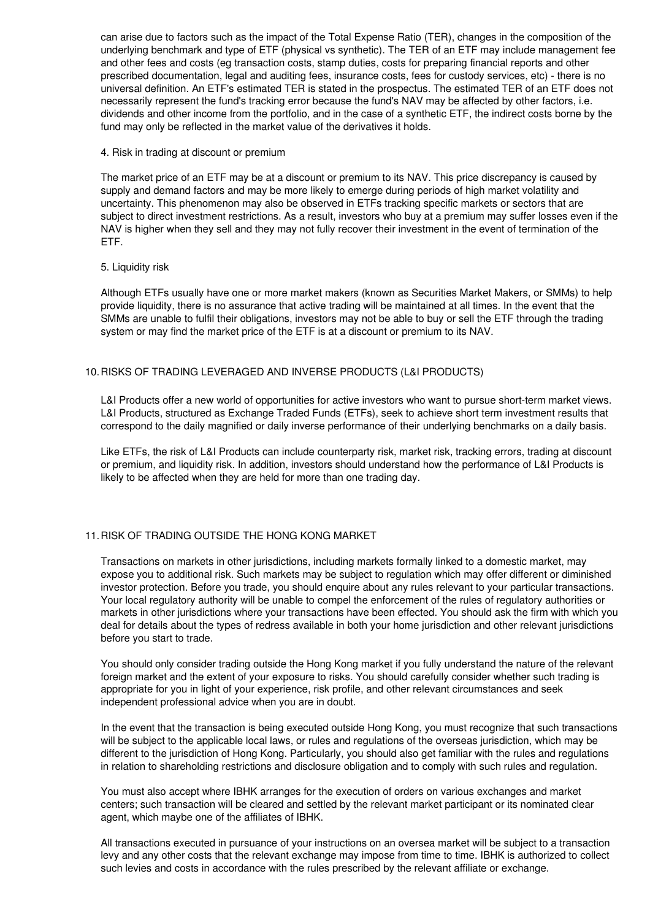can arise due to factors such as the impact of the Total Expense Ratio (TER), changes in the composition of the underlying benchmark and type of ETF (physical vs synthetic). The TER of an ETF may include management fee and other fees and costs (eg transaction costs, stamp duties, costs for preparing financial reports and other prescribed documentation, legal and auditing fees, insurance costs, fees for custody services, etc) - there is no universal definition. An ETF's estimated TER is stated in the prospectus. The estimated TER of an ETF does not necessarily represent the fund's tracking error because the fund's NAV may be affected by other factors, i.e. dividends and other income from the portfolio, and in the case of a synthetic ETF, the indirect costs borne by the fund may only be reflected in the market value of the derivatives it holds.

4. Risk in trading at discount or premium

The market price of an ETF may be at a discount or premium to its NAV. This price discrepancy is caused by supply and demand factors and may be more likely to emerge during periods of high market volatility and uncertainty. This phenomenon may also be observed in ETFs tracking specific markets or sectors that are subject to direct investment restrictions. As a result, investors who buy at a premium may suffer losses even if the NAV is higher when they sell and they may not fully recover their investment in the event of termination of the ETF.

5. Liquidity risk

Although ETFs usually have one or more market makers (known as Securities Market Makers, or SMMs) to help provide liquidity, there is no assurance that active trading will be maintained at all times. In the event that the SMMs are unable to fulfil their obligations, investors may not be able to buy or sell the ETF through the trading system or may find the market price of the ETF is at a discount or premium to its NAV.

## 10. RISKS OF TRADING LEVERAGED AND INVERSE PRODUCTS (L&I PRODUCTS)

L&I Products offer a new world of opportunities for active investors who want to pursue short-term market views. L&I Products, structured as Exchange Traded Funds (ETFs), seek to achieve short term investment results that correspond to the daily magnified or daily inverse performance of their underlying benchmarks on a daily basis.

Like ETFs, the risk of L&I Products can include counterparty risk, market risk, tracking errors, trading at discount or premium, and liquidity risk. In addition, investors should understand how the performance of L&I Products is likely to be affected when they are held for more than one trading day.

## 11. RISK OF TRADING OUTSIDE THE HONG KONG MARKET

Transactions on markets in other jurisdictions, including markets formally linked to a domestic market, may expose you to additional risk. Such markets may be subject to regulation which may offer different or diminished investor protection. Before you trade, you should enquire about any rules relevant to your particular transactions. Your local regulatory authority will be unable to compel the enforcement of the rules of regulatory authorities or markets in other jurisdictions where your transactions have been effected. You should ask the firm with which you deal for details about the types of redress available in both your home jurisdiction and other relevant jurisdictions before you start to trade.

You should only consider trading outside the Hong Kong market if you fully understand the nature of the relevant foreign market and the extent of your exposure to risks. You should carefully consider whether such trading is appropriate for you in light of your experience, risk profile, and other relevant circumstances and seek independent professional advice when you are in doubt.

In the event that the transaction is being executed outside Hong Kong, you must recognize that such transactions will be subject to the applicable local laws, or rules and regulations of the overseas jurisdiction, which may be different to the jurisdiction of Hong Kong. Particularly, you should also get familiar with the rules and regulations in relation to shareholding restrictions and disclosure obligation and to comply with such rules and regulation.

You must also accept where IBHK arranges for the execution of orders on various exchanges and market centers; such transaction will be cleared and settled by the relevant market participant or its nominated clear agent, which maybe one of the affiliates of IBHK.

All transactions executed in pursuance of your instructions on an oversea market will be subject to a transaction levy and any other costs that the relevant exchange may impose from time to time. IBHK is authorized to collect such levies and costs in accordance with the rules prescribed by the relevant affiliate or exchange.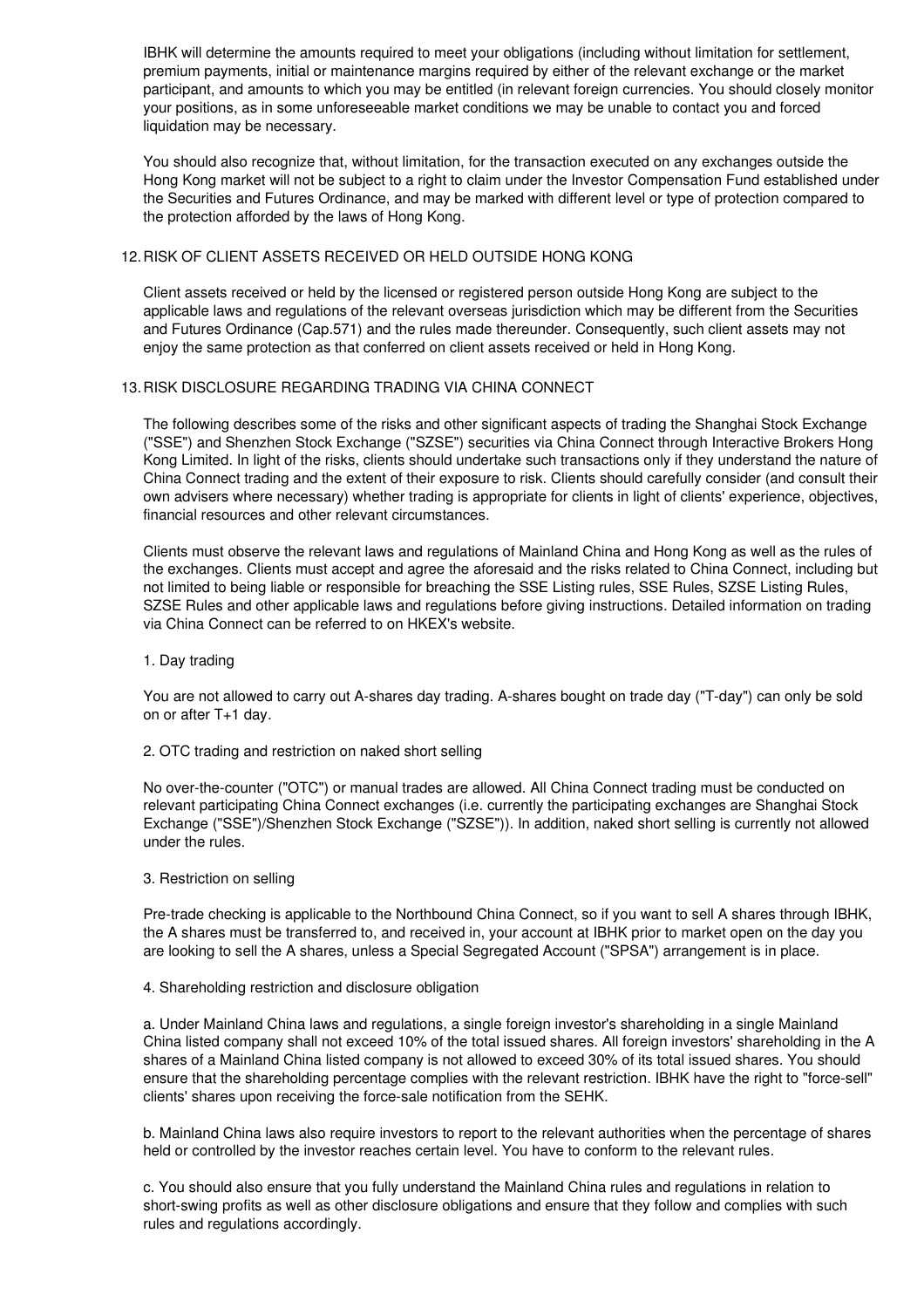IBHK will determine the amounts required to meet your obligations (including without limitation for settlement, premium payments, initial or maintenance margins required by either of the relevant exchange or the market participant, and amounts to which you may be entitled (in relevant foreign currencies. You should closely monitor your positions, as in some unforeseeable market conditions we may be unable to contact you and forced liquidation may be necessary.

You should also recognize that, without limitation, for the transaction executed on any exchanges outside the Hong Kong market will not be subject to a right to claim under the Investor Compensation Fund established under the Securities and Futures Ordinance, and may be marked with different level or type of protection compared to the protection afforded by the laws of Hong Kong.

## 12. RISK OF CLIENT ASSETS RECEIVED OR HELD OUTSIDE HONG KONG

Client assets received or held by the licensed or registered person outside Hong Kong are subject to the applicable laws and regulations of the relevant overseas jurisdiction which may be different from the Securities and Futures Ordinance (Cap.571) and the rules made thereunder. Consequently, such client assets may not enjoy the same protection as that conferred on client assets received or held in Hong Kong.

## 13. RISK DISCLOSURE REGARDING TRADING VIA CHINA CONNECT

The following describes some of the risks and other significant aspects of trading the Shanghai Stock Exchange ("SSE") and Shenzhen Stock Exchange ("SZSE") securities via China Connect through Interactive Brokers Hong Kong Limited. In light of the risks, clients should undertake such transactions only if they understand the nature of China Connect trading and the extent of their exposure to risk. Clients should carefully consider (and consult their own advisers where necessary) whether trading is appropriate for clients in light of clients' experience, objectives, financial resources and other relevant circumstances.

Clients must observe the relevant laws and regulations of Mainland China and Hong Kong as well as the rules of the exchanges. Clients must accept and agree the aforesaid and the risks related to China Connect, including but not limited to being liable or responsible for breaching the SSE Listing rules, SSE Rules, SZSE Listing Rules, SZSE Rules and other applicable laws and regulations before giving instructions. Detailed information on trading via China Connect can be referred to on HKEX's website.

1. Day trading

You are not allowed to carry out A-shares day trading. A-shares bought on trade day ("T-day") can only be sold on or after T+1 day.

2. OTC trading and restriction on naked short selling

No over-the-counter ("OTC") or manual trades are allowed. All China Connect trading must be conducted on relevant participating China Connect exchanges (i.e. currently the participating exchanges are Shanghai Stock Exchange ("SSE")/Shenzhen Stock Exchange ("SZSE")). In addition, naked short selling is currently not allowed under the rules.

3. Restriction on selling

Pre-trade checking is applicable to the Northbound China Connect, so if you want to sell A shares through IBHK, the A shares must be transferred to, and received in, your account at IBHK prior to market open on the day you are looking to sell the A shares, unless a Special Segregated Account ("SPSA") arrangement is in place.

4. Shareholding restriction and disclosure obligation

a. Under Mainland China laws and regulations, a single foreign investor's shareholding in a single Mainland China listed company shall not exceed 10% of the total issued shares. All foreign investors' shareholding in the A shares of a Mainland China listed company is not allowed to exceed 30% of its total issued shares. You should ensure that the shareholding percentage complies with the relevant restriction. IBHK have the right to "force-sell" clients' shares upon receiving the force-sale notification from the SEHK.

b. Mainland China laws also require investors to report to the relevant authorities when the percentage of shares held or controlled by the investor reaches certain level. You have to conform to the relevant rules.

c. You should also ensure that you fully understand the Mainland China rules and regulations in relation to short-swing profits as well as other disclosure obligations and ensure that they follow and complies with such rules and regulations accordingly.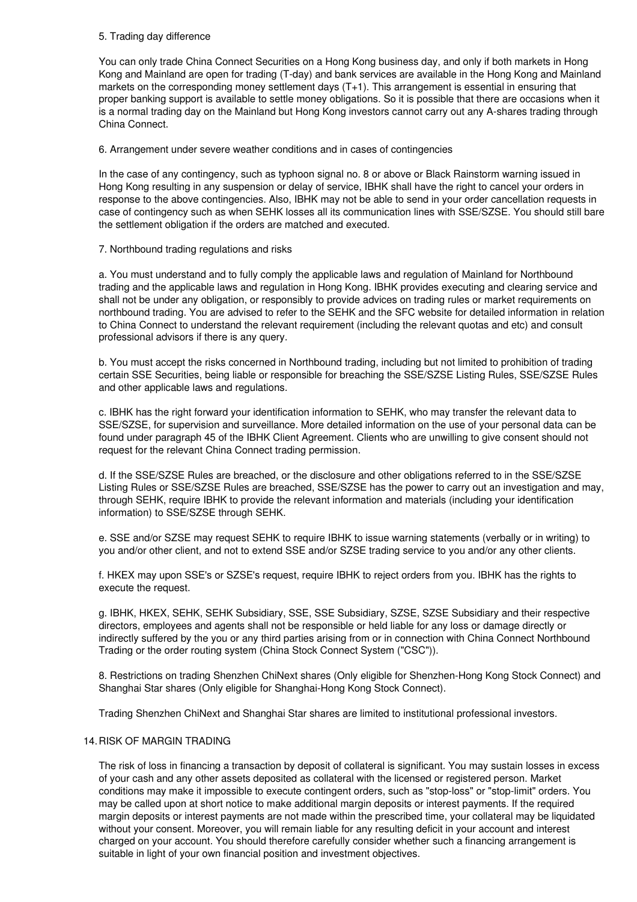5. Trading day difference

You can only trade China Connect Securities on a Hong Kong business day, and only if both markets in Hong Kong and Mainland are open for trading (T-day) and bank services are available in the Hong Kong and Mainland markets on the corresponding money settlement days (T+1). This arrangement is essential in ensuring that proper banking support is available to settle money obligations. So it is possible that there are occasions when it is a normal trading day on the Mainland but Hong Kong investors cannot carry out any A-shares trading through China Connect.

6. Arrangement under severe weather conditions and in cases of contingencies

In the case of any contingency, such as typhoon signal no. 8 or above or Black Rainstorm warning issued in Hong Kong resulting in any suspension or delay of service, IBHK shall have the right to cancel your orders in response to the above contingencies. Also, IBHK may not be able to send in your order cancellation requests in case of contingency such as when SEHK losses all its communication lines with SSE/SZSE. You should still bare the settlement obligation if the orders are matched and executed.

7. Northbound trading regulations and risks

a. You must understand and to fully comply the applicable laws and regulation of Mainland for Northbound trading and the applicable laws and regulation in Hong Kong. IBHK provides executing and clearing service and shall not be under any obligation, or responsibly to provide advices on trading rules or market requirements on northbound trading. You are advised to refer to the SEHK and the SFC website for detailed information in relation to China Connect to understand the relevant requirement (including the relevant quotas and etc) and consult professional advisors if there is any query.

b. You must accept the risks concerned in Northbound trading, including but not limited to prohibition of trading certain SSE Securities, being liable or responsible for breaching the SSE/SZSE Listing Rules, SSE/SZSE Rules and other applicable laws and regulations.

c. IBHK has the right forward your identification information to SEHK, who may transfer the relevant data to SSE/SZSE, for supervision and surveillance. More detailed information on the use of your personal data can be found under paragraph 45 of the IBHK Client Agreement. Clients who are unwilling to give consent should not request for the relevant China Connect trading permission.

d. If the SSE/SZSE Rules are breached, or the disclosure and other obligations referred to in the SSE/SZSE Listing Rules or SSE/SZSE Rules are breached, SSE/SZSE has the power to carry out an investigation and may, through SEHK, require IBHK to provide the relevant information and materials (including your identification information) to SSE/SZSE through SEHK.

e. SSE and/or SZSE may request SEHK to require IBHK to issue warning statements (verbally or in writing) to you and/or other client, and not to extend SSE and/or SZSE trading service to you and/or any other clients.

f. HKEX may upon SSE's or SZSE's request, require IBHK to reject orders from you. IBHK has the rights to execute the request.

g. IBHK, HKEX, SEHK, SEHK Subsidiary, SSE, SSE Subsidiary, SZSE, SZSE Subsidiary and their respective directors, employees and agents shall not be responsible or held liable for any loss or damage directly or indirectly suffered by the you or any third parties arising from or in connection with China Connect Northbound Trading or the order routing system (China Stock Connect System ("CSC")).

8. Restrictions on trading Shenzhen ChiNext shares (Only eligible for Shenzhen-Hong Kong Stock Connect) and Shanghai Star shares (Only eligible for Shanghai-Hong Kong Stock Connect).

Trading Shenzhen ChiNext and Shanghai Star shares are limited to institutional professional investors.

14. RISK OF MARGIN TRADING

The risk of loss in financing a transaction by deposit of collateral is significant. You may sustain losses in excess of your cash and any other assets deposited as collateral with the licensed or registered person. Market conditions may make it impossible to execute contingent orders, such as "stop-loss" or "stop-limit" orders. You may be called upon at short notice to make additional margin deposits or interest payments. If the required margin deposits or interest payments are not made within the prescribed time, your collateral may be liquidated without your consent. Moreover, you will remain liable for any resulting deficit in your account and interest charged on your account. You should therefore carefully consider whether such a financing arrangement is suitable in light of your own financial position and investment objectives.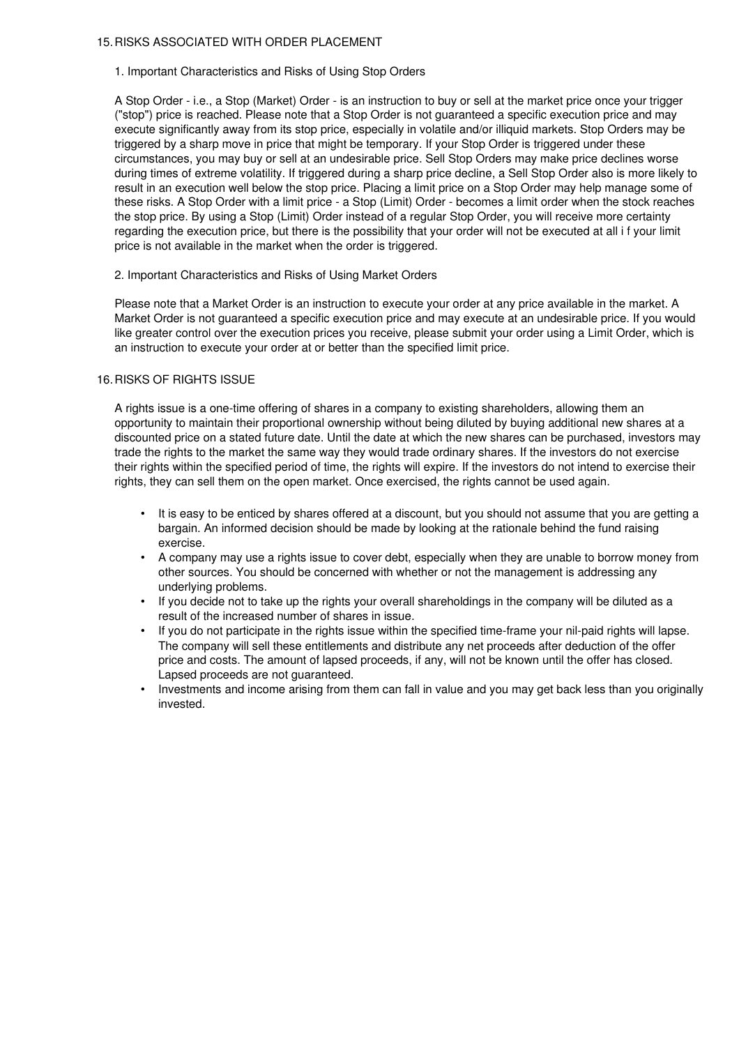## 15. RISKS ASSOCIATED WITH ORDER PLACEMENT

### 1. Important Characteristics and Risks of Using Stop Orders

A Stop Order - i.e., a Stop (Market) Order - is an instruction to buy or sell at the market price once your trigger ("stop") price is reached. Please note that a Stop Order is not guaranteed a specific execution price and may execute significantly away from its stop price, especially in volatile and/or illiquid markets. Stop Orders may be triggered by a sharp move in price that might be temporary. If your Stop Order is triggered under these circumstances, you may buy or sell at an undesirable price. Sell Stop Orders may make price declines worse during times of extreme volatility. If triggered during a sharp price decline, a Sell Stop Order also is more likely to result in an execution well below the stop price. Placing a limit price on a Stop Order may help manage some of these risks. A Stop Order with a limit price - a Stop (Limit) Order - becomes a limit order when the stock reaches the stop price. By using a Stop (Limit) Order instead of a regular Stop Order, you will receive more certainty regarding the execution price, but there is the possibility that your order will not be executed at all i f your limit price is not available in the market when the order is triggered.

### 2. Important Characteristics and Risks of Using Market Orders

Please note that a Market Order is an instruction to execute your order at any price available in the market. A Market Order is not guaranteed a specific execution price and may execute at an undesirable price. If you would like greater control over the execution prices you receive, please submit your order using a Limit Order, which is an instruction to execute your order at or better than the specified limit price.

## 16. RISKS OF RIGHTS ISSUE

A rights issue is a one-time offering of shares in a company to existing shareholders, allowing them an opportunity to maintain their proportional ownership without being diluted by buying additional new shares at a discounted price on a stated future date. Until the date at which the new shares can be purchased, investors may trade the rights to the market the same way they would trade ordinary shares. If the investors do not exercise their rights within the specified period of time, the rights will expire. If the investors do not intend to exercise their rights, they can sell them on the open market. Once exercised, the rights cannot be used again.

- It is easy to be enticed by shares offered at a discount, but you should not assume that you are getting a bargain. An informed decision should be made by looking at the rationale behind the fund raising exercise.
- A company may use a rights issue to cover debt, especially when they are unable to borrow money from other sources. You should be concerned with whether or not the management is addressing any underlying problems.
- If you decide not to take up the rights your overall shareholdings in the company will be diluted as a result of the increased number of shares in issue.
- If you do not participate in the rights issue within the specified time-frame your nil-paid rights will lapse. The company will sell these entitlements and distribute any net proceeds after deduction of the offer price and costs. The amount of lapsed proceeds, if any, will not be known until the offer has closed. Lapsed proceeds are not guaranteed.
- Investments and income arising from them can fall in value and you may get back less than you originally invested.